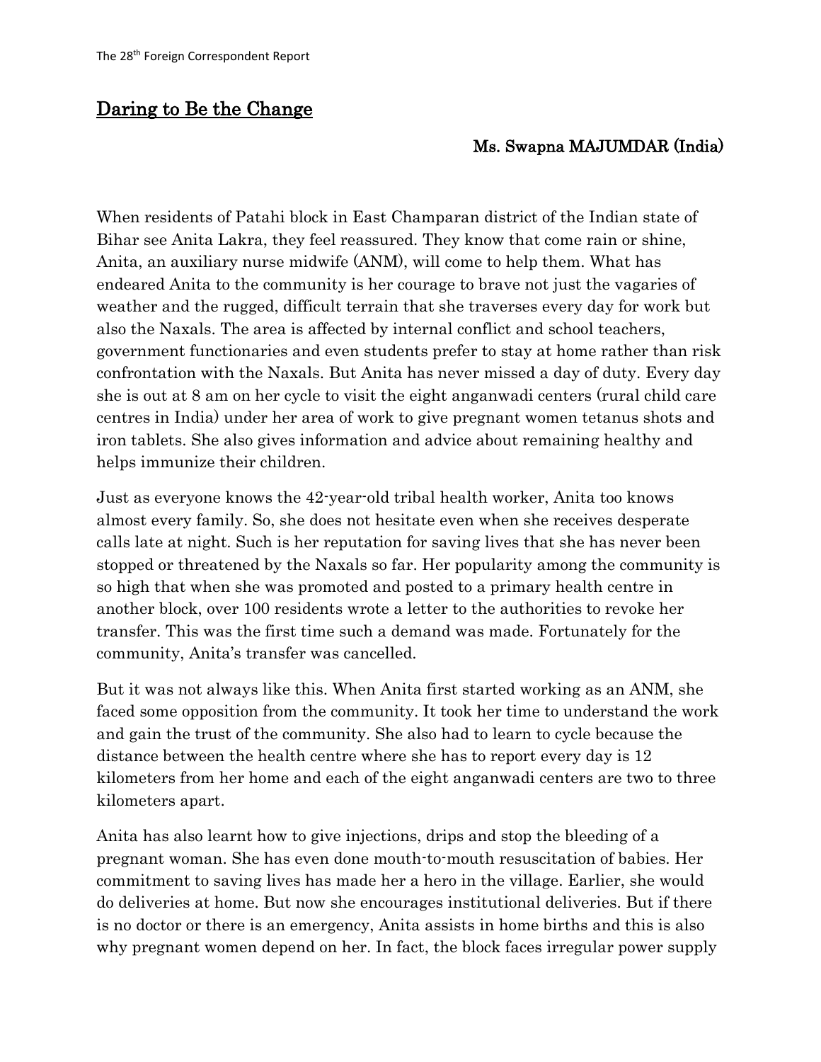# Daring to Be the Change

**Ms. Swapna MAJUMDAR (India)**

When residents of Patahi block in East Champaran district of the Indian state of Bihar see Anita Lakra, they feel reassured. They know that come rain or shine, Anita, an auxiliary nurse midwife (ANM), will come to help them. What has endeared Anita to the community is her courage to brave not just the vagaries of weather and the rugged, difficult terrain that she traverses every day for work but also the Naxals. The area is affected by internal conflict and school teachers, government functionaries and even students prefer to stay at home rather than risk confrontation with the Naxals. But Anita has never missed a day of duty. Every day she is out at 8 am on her cycle to visit the eight anganwadi centers (rural child care centres in India) under her area of work to give pregnant women tetanus shots and iron tablets. She also gives information and advice about remaining healthy and helps immunize their children.

Just as everyone knows the 42-year-old tribal health worker, Anita too knows almost every family. So, she does not hesitate even when she receives desperate calls late at night. Such is her reputation for saving lives that she has never been stopped or threatened by the Naxals so far. Her popularity among the community is so high that when she was promoted and posted to a primary health centre in another block, over 100 residents wrote a letter to the authorities to revoke her transfer. This was the first time such a demand was made. Fortunately for the community, Anita's transfer was cancelled.

But it was not always like this. When Anita first started working as an ANM, she faced some opposition from the community. It took her time to understand the work and gain the trust of the community. She also had to learn to cycle because the distance between the health centre where she has to report every day is 12 kilometers from her home and each of the eight anganwadi centers are two to three kilometers apart.

Anita has also learnt how to give injections, drips and stop the bleeding of a pregnant woman. She has even done mouth-to-mouth resuscitation of babies. Her commitment to saving lives has made her a hero in the village. Earlier, she would do deliveries at home. But now she encourages institutional deliveries. But if there is no doctor or there is an emergency, Anita assists in home births and this is also why pregnant women depend on her. In fact, the block faces irregular power supply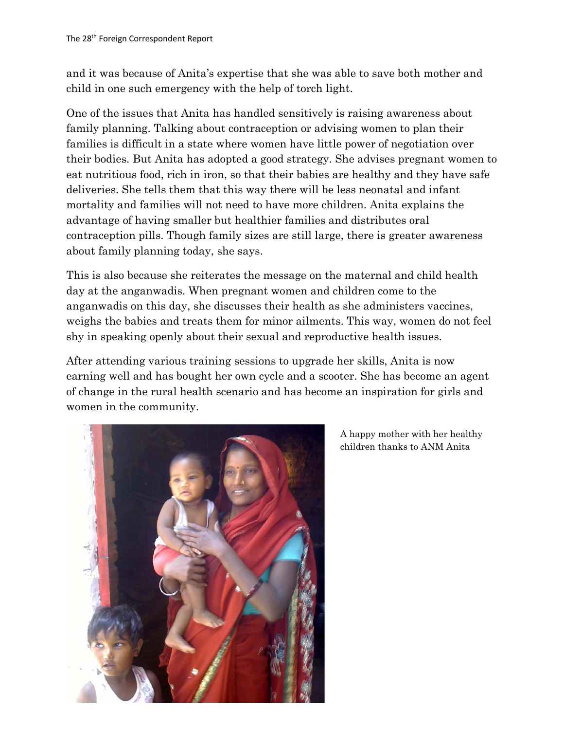and it was because of Anita's expertise that she was able to save both mother and child in one such emergency with the help of torch light.

One of the issues that Anita has handled sensitively is raising awareness about family planning. Talking about contraception or advising women to plan their families is difficult in a state where women have little power of negotiation over their bodies. But Anita has adopted a good strategy. She advises pregnant women to eat nutritious food, rich in iron, so that their babies are healthy and they have safe deliveries. She tells them that this way there will be less neonatal and infant mortality and families will not need to have more children. Anita explains the advantage of having smaller but healthier families and distributes oral contraception pills. Though family sizes are still large, there is greater awareness about family planning today, she says.

This is also because she reiterates the message on the maternal and child health day at the anganwadis. When pregnant women and children come to the anganwadis on this day, she discusses their health as she administers vaccines, weighs the babies and treats them for minor ailments. This way, women do not feel shy in speaking openly about their sexual and reproductive health issues.

After attending various training sessions to upgrade her skills, Anita is now earning well and has bought her own cycle and a scooter. She has become an agent of change in the rural health scenario and has become an inspiration for girls and women in the community.

A happy mother with her healthy children thanks to ANM Anita